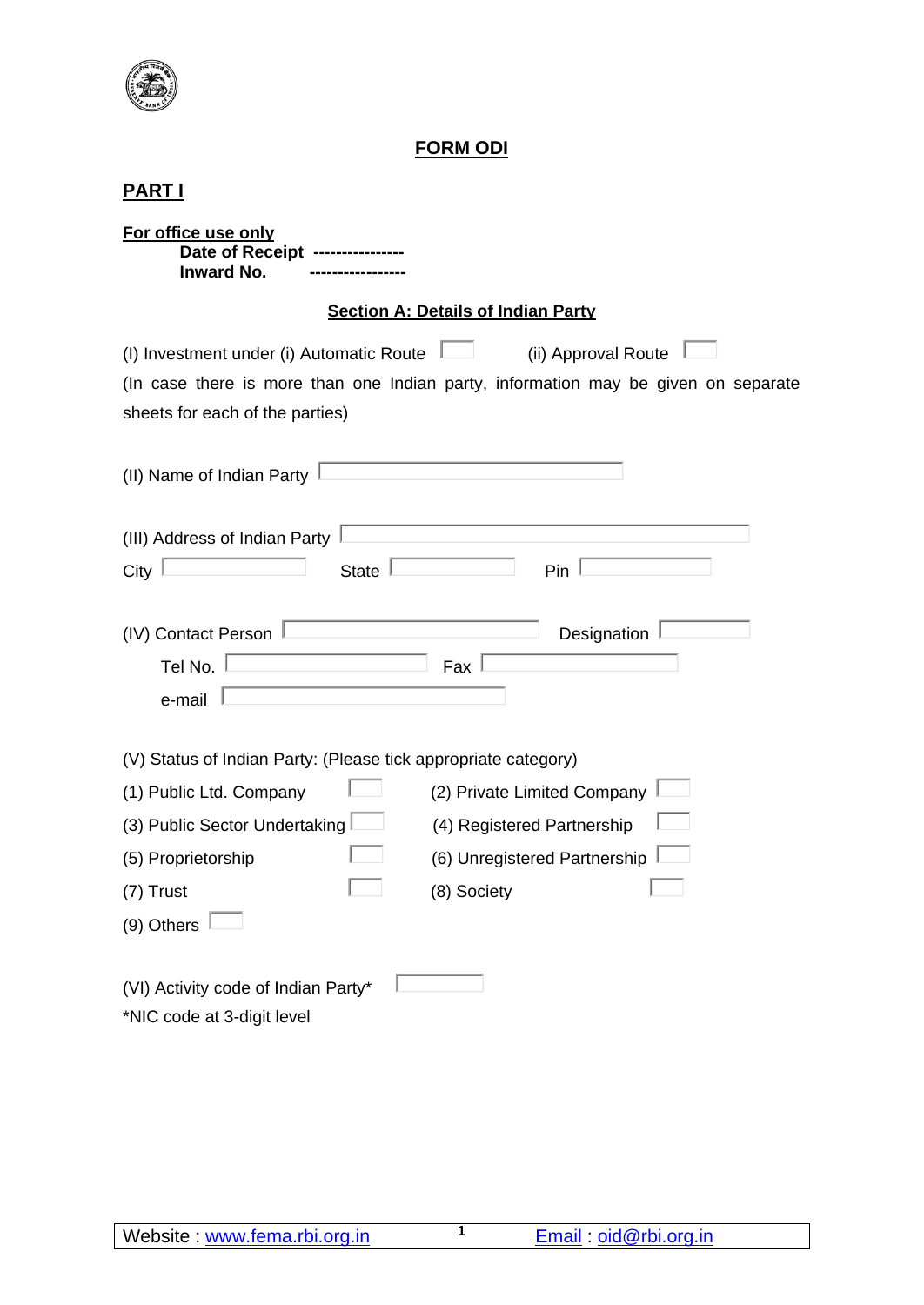# FORM ODI

## PART I

**For office use only**

**Date of Receipt ----------------**
**Inward No. -----------------**

### Section A: Details of Indian Party

(I) Investment under (i) Automatic Route [ ] (ii) Approval Route [ ]

(In case there is more than one Indian party, information may be given on separate sheets for each of the parties)

(II) Name of Indian Party [ ]

(III) Address of Indian Party [ ]

City [ ] State [ ] Pin [ ]

(IV) Contact Person [ ] Designation [ ]

Tel No. [ ] Fax [ ]

e-mail [ ]

(V) Status of Indian Party: (Please tick appropriate category)

(1) Public Ltd. Company [ ] (2) Private Limited Company [ ]

(3) Public Sector Undertaking [ ] (4) Registered Partnership [ ]

(5) Proprietorship [ ] (6) Unregistered Partnership [ ]

(7) Trust [ ] (8) Society [ ]

(9) Others [ ]

(VI) Activity code of Indian Party* [ ]

*NIC code at 3-digit level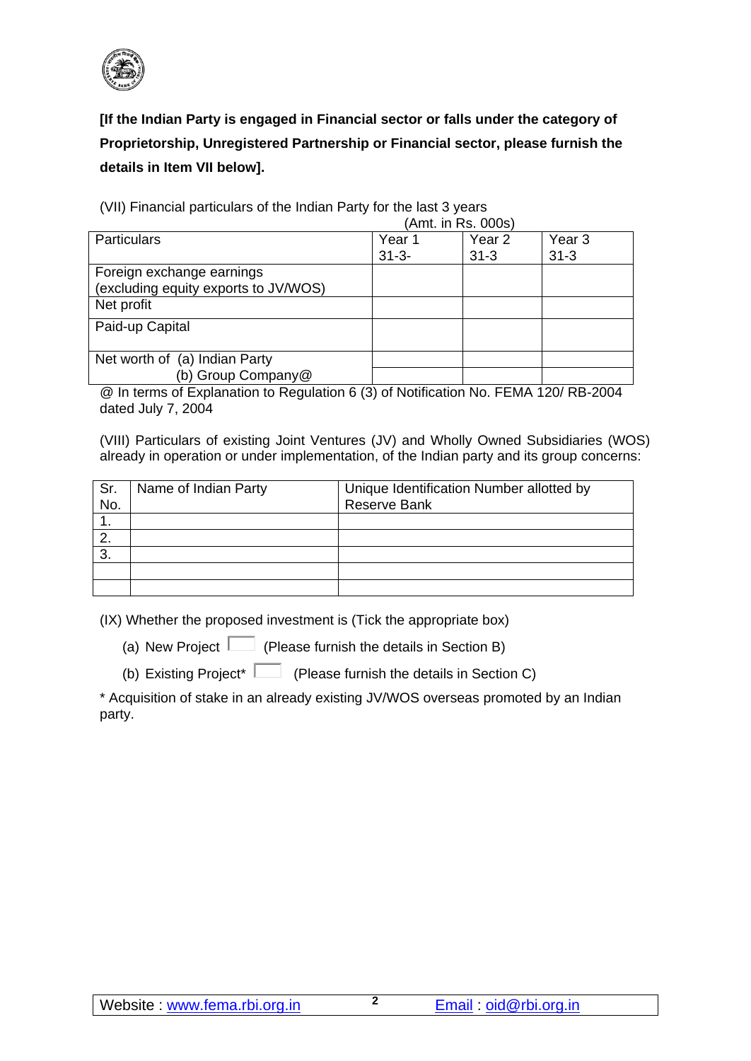**[If the Indian Party is engaged in Financial sector or falls under the category of Proprietorship, Unregistered Partnership or Financial sector, please furnish the details in Item VII below].**

(VII) Financial particulars of the Indian Party for the last 3 years

(Amt. in Rs. 000s)

| Particulars | Year 1 31-3- | Year 2 31-3 | Year 3 31-3 |
|---|---|---|---|
| Foreign exchange earnings (excluding equity exports to JV/WOS) | | | |
| Net profit | | | |
| Paid-up Capital | | | |
| Net worth of (a) Indian Party | | | |
| (b) Group Company@ | | | |

@ In terms of Explanation to Regulation 6 (3) of Notification No. FEMA 120/ RB-2004 dated July 7, 2004

(VIII) Particulars of existing Joint Ventures (JV) and Wholly Owned Subsidiaries (WOS) already in operation or under implementation, of the Indian party and its group concerns:

| Sr. No. | Name of Indian Party | Unique Identification Number allotted by Reserve Bank |
|---|---|---|
| 1. | | |
| 2. | | |
| 3. | | |
| | | |
| | | |

(IX) Whether the proposed investment is (Tick the appropriate box)

(a) New Project ☐ (Please furnish the details in Section B)

(b) Existing Project* ☐ (Please furnish the details in Section C)

* Acquisition of stake in an already existing JV/WOS overseas promoted by an Indian party.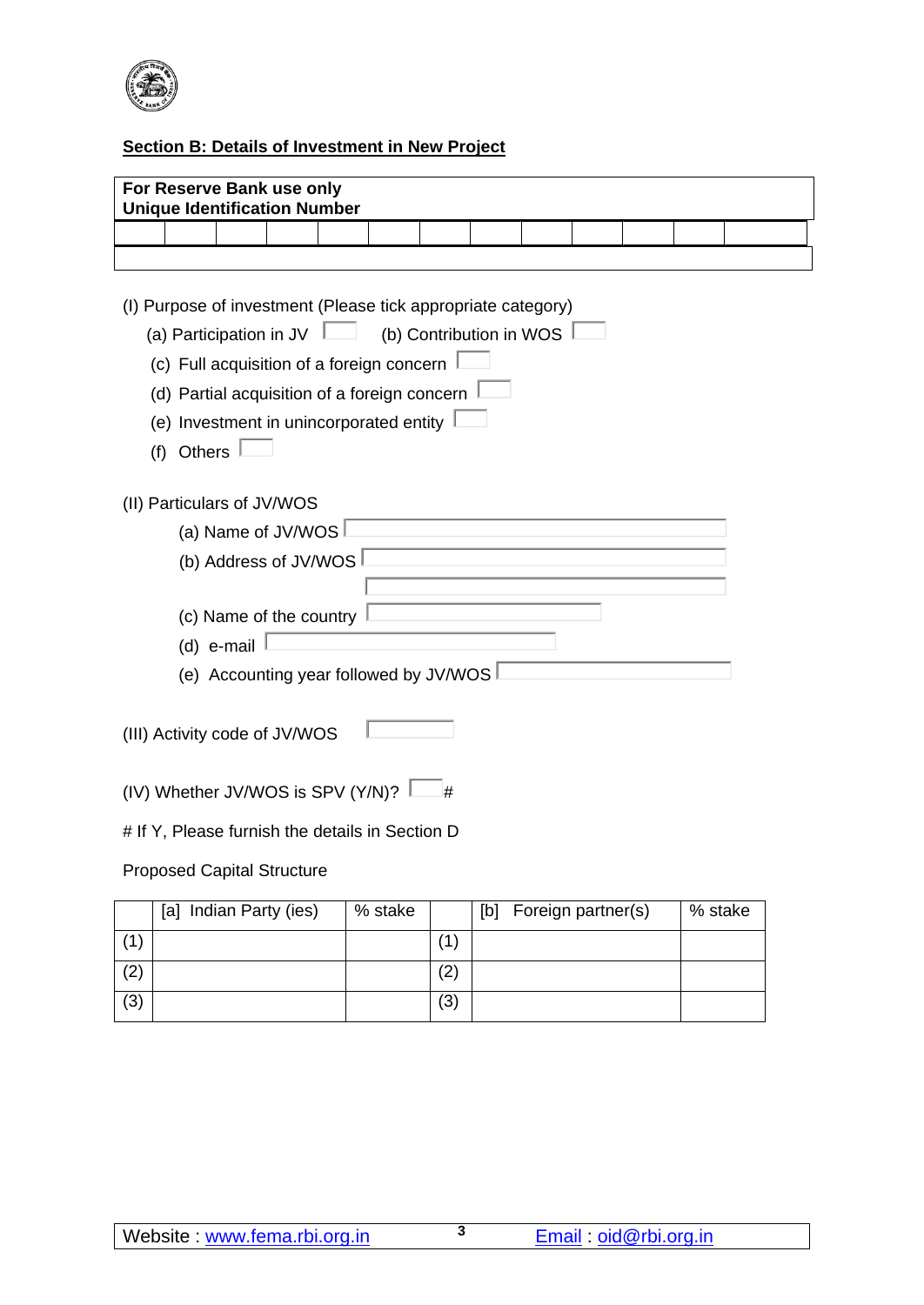## Section B: Details of Investment in New Project

| **For Reserve Bank use only** **Unique Identification Number** | | | | | | | | | | | | | |
|---|---|---|---|---|---|---|---|---|---|---|---|---|---|
| | | | | | | | | | | | | | |
| | | | | | | | | | | | | | |

(I) Purpose of investment (Please tick appropriate category)

- (a) Participation in JV ☐ (b) Contribution in WOS ☐
- (c) Full acquisition of a foreign concern ☐
- (d) Partial acquisition of a foreign concern ☐
- (e) Investment in unincorporated entity ☐
- (f) Others ☐

(II) Particulars of JV/WOS

- (a) Name of JV/WOS ____________________
- (b) Address of JV/WOS ____________________
  ____________________
- (c) Name of the country ____________________
- (d) e-mail ____________________
- (e) Accounting year followed by JV/WOS ____________________

(III) Activity code of JV/WOS ______

(IV) Whether JV/WOS is SPV (Y/N)? ☐ #

# If Y, Please furnish the details in Section D

Proposed Capital Structure

| | [a] Indian Party (ies) | % stake | | [b] Foreign partner(s) | % stake |
|---|---|---|---|---|---|
| (1) | | | (1) | | |
| (2) | | | (2) | | |
| (3) | | | (3) | | |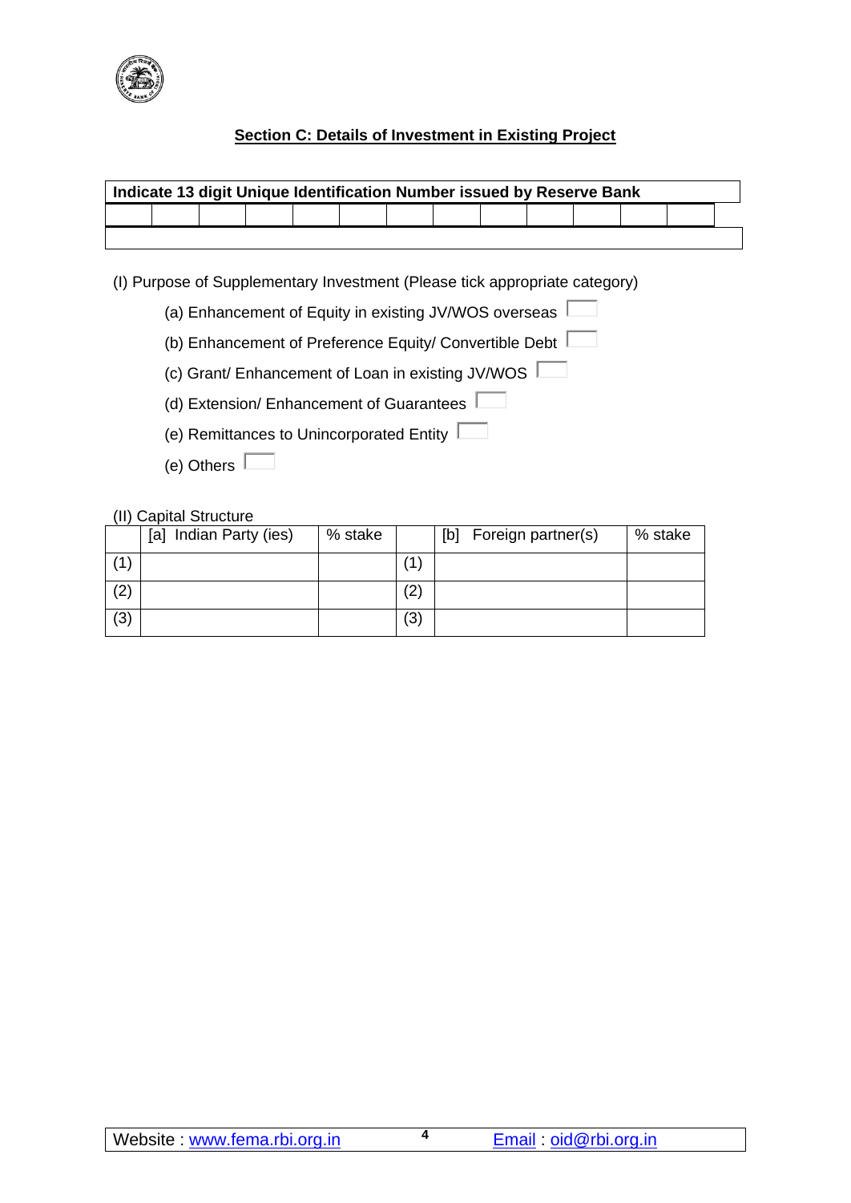## Section C: Details of Investment in Existing Project

| Indicate 13 digit Unique Identification Number issued by Reserve Bank | | | | | | | | | | | | |
|---|---|---|---|---|---|---|---|---|---|---|---|---|
| | | | | | | | | | | | | |
| | | | | | | | | | | | | |

(I) Purpose of Supplementary Investment (Please tick appropriate category)

- (a) Enhancement of Equity in existing JV/WOS overseas ☐
- (b) Enhancement of Preference Equity/ Convertible Debt ☐
- (c) Grant/ Enhancement of Loan in existing JV/WOS ☐
- (d) Extension/ Enhancement of Guarantees ☐
- (e) Remittances to Unincorporated Entity ☐
- (e) Others ☐

(II) Capital Structure

| | [a] Indian Party (ies) | % stake | | [b] Foreign partner(s) | % stake |
|---|---|---|---|---|---|
| (1) | | | (1) | | |
| (2) | | | (2) | | |
| (3) | | | (3) | | |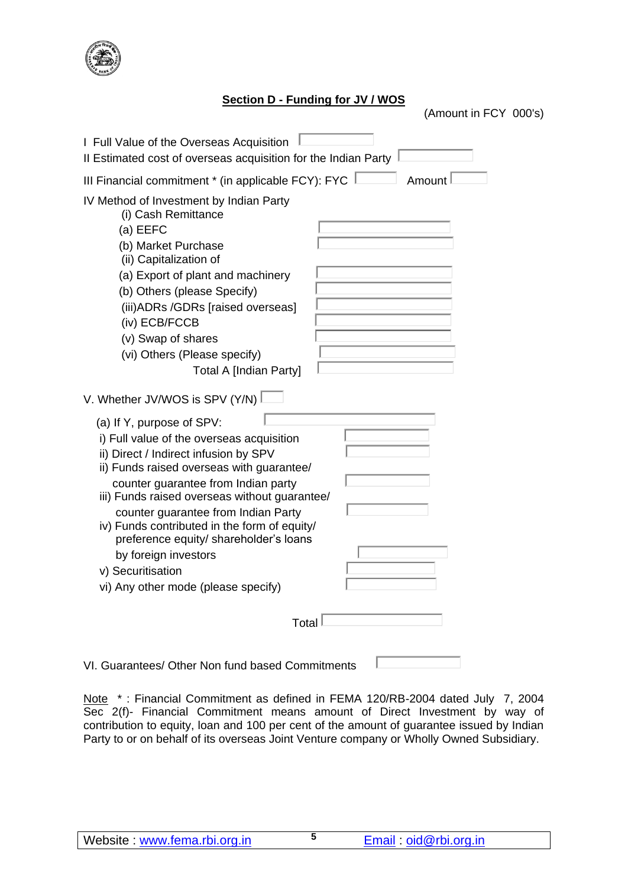## Section D - Funding for JV / WOS

(Amount in FCY 000's)

I Full Value of the Overseas Acquisition

II Estimated cost of overseas acquisition for the Indian Party

III Financial commitment * (in applicable FCY): FYC      Amount

IV Method of Investment by Indian Party

- (i) Cash Remittance
  - (a) EEFC
  - (b) Market Purchase
- (ii) Capitalization of
  - (a) Export of plant and machinery
  - (b) Others (please Specify)
- (iii) ADRs /GDRs [raised overseas]
- (iv) ECB/FCCB
- (v) Swap of shares
- (vi) Others (Please specify)

Total A [Indian Party]

V. Whether JV/WOS is SPV (Y/N)

(a) If Y, purpose of SPV:

- i) Full value of the overseas acquisition
- ii) Direct / Indirect infusion by SPV
- ii) Funds raised overseas with guarantee/ counter guarantee from Indian party
- iii) Funds raised overseas without guarantee/ counter guarantee from Indian Party
- iv) Funds contributed in the form of equity/ preference equity/ shareholder's loans by foreign investors
- v) Securitisation
- vi) Any other mode (please specify)

Total

VI. Guarantees/ Other Non fund based Commitments

Note * : Financial Commitment as defined in FEMA 120/RB-2004 dated July 7, 2004 Sec 2(f)- Financial Commitment means amount of Direct Investment by way of contribution to equity, loan and 100 per cent of the amount of guarantee issued by Indian Party to or on behalf of its overseas Joint Venture company or Wholly Owned Subsidiary.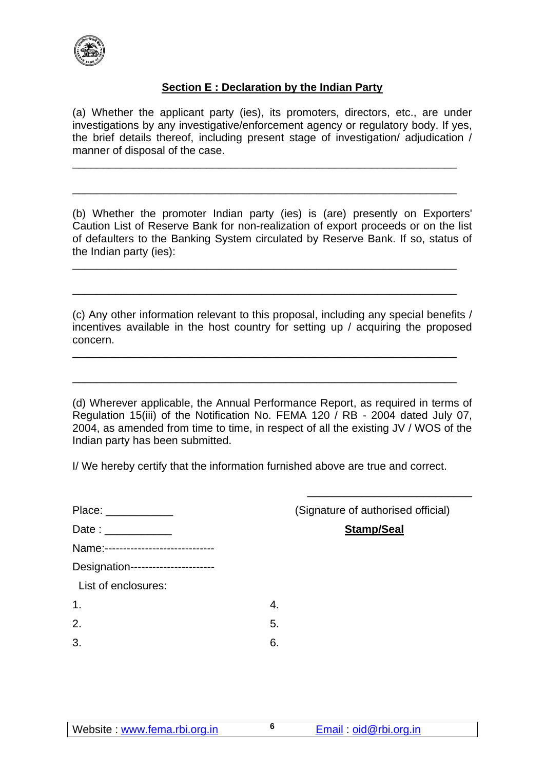## Section E : Declaration by the Indian Party

(a) Whether the applicant party (ies), its promoters, directors, etc., are under investigations by any investigative/enforcement agency or regulatory body. If yes, the brief details thereof, including present stage of investigation/ adjudication / manner of disposal of the case.

_______________________________________________________________

_______________________________________________________________

(b) Whether the promoter Indian party (ies) is (are) presently on Exporters' Caution List of Reserve Bank for non-realization of export proceeds or on the list of defaulters to the Banking System circulated by Reserve Bank. If so, status of the Indian party (ies):

_______________________________________________________________

_______________________________________________________________

(c) Any other information relevant to this proposal, including any special benefits / incentives available in the host country for setting up / acquiring the proposed concern.

_______________________________________________________________

_______________________________________________________________

(d) Wherever applicable, the Annual Performance Report, as required in terms of Regulation 15(iii) of the Notification No. FEMA 120 / RB - 2004 dated July 07, 2004, as amended from time to time, in respect of all the existing JV / WOS of the Indian party has been submitted.

I/ We hereby certify that the information furnished above are true and correct.

___________________________

(Signature of authorised official)

**Stamp/Seal**

Place: ___________

Date : ___________

Name:------------------------------

Designation-----------------------

List of enclosures:

1.
2.
3.
4.
5.
6.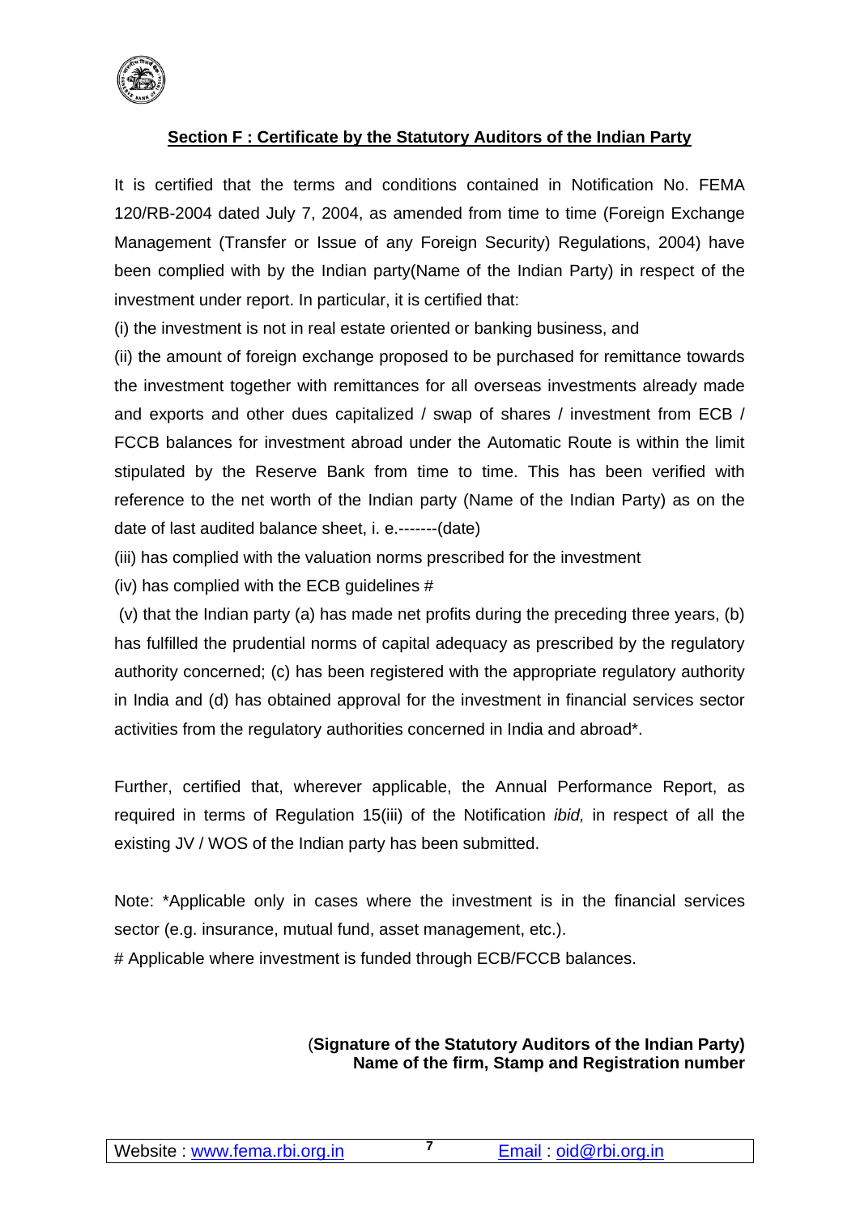## Section F : Certificate by the Statutory Auditors of the Indian Party

It is certified that the terms and conditions contained in Notification No. FEMA 120/RB-2004 dated July 7, 2004, as amended from time to time (Foreign Exchange Management (Transfer or Issue of any Foreign Security) Regulations, 2004) have been complied with by the Indian party(Name of the Indian Party) in respect of the investment under report. In particular, it is certified that:

(i) the investment is not in real estate oriented or banking business, and

(ii) the amount of foreign exchange proposed to be purchased for remittance towards the investment together with remittances for all overseas investments already made and exports and other dues capitalized / swap of shares / investment from ECB / FCCB balances for investment abroad under the Automatic Route is within the limit stipulated by the Reserve Bank from time to time. This has been verified with reference to the net worth of the Indian party (Name of the Indian Party) as on the date of last audited balance sheet, i. e.-------(date)

(iii) has complied with the valuation norms prescribed for the investment

(iv) has complied with the ECB guidelines #

(v) that the Indian party (a) has made net profits during the preceding three years, (b) has fulfilled the prudential norms of capital adequacy as prescribed by the regulatory authority concerned; (c) has been registered with the appropriate regulatory authority in India and (d) has obtained approval for the investment in financial services sector activities from the regulatory authorities concerned in India and abroad*.

Further, certified that, wherever applicable, the Annual Performance Report, as required in terms of Regulation 15(iii) of the Notification *ibid,* in respect of all the existing JV / WOS of the Indian party has been submitted.

Note: *Applicable only in cases where the investment is in the financial services sector (e.g. insurance, mutual fund, asset management, etc.).

# Applicable where investment is funded through ECB/FCCB balances.

(**Signature of the Statutory Auditors of the Indian Party)**
**Name of the firm, Stamp and Registration number**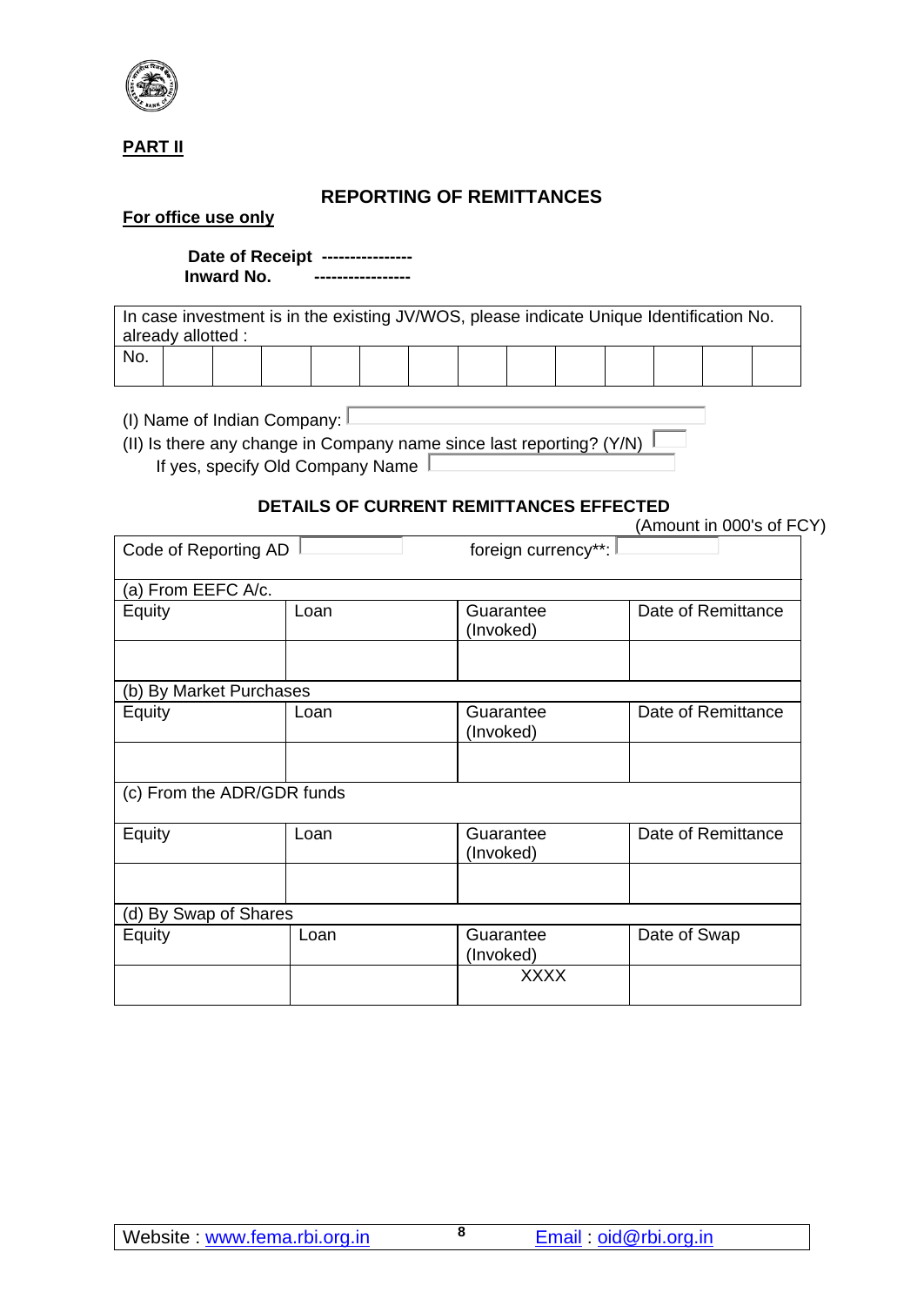**PART II**

## REPORTING OF REMITTANCES

**For office use only**

**Date of Receipt ----------------**
**Inward No. -----------------**

| In case investment is in the existing JV/WOS, please indicate Unique Identification No. already allotted : | | | | | | | | | | | | | |
|---|---|---|---|---|---|---|---|---|---|---|---|---|---|
| No. | | | | | | | | | | | | | |

(I) Name of Indian Company:

(II) Is there any change in Company name since last reporting? (Y/N)

If yes, specify Old Company Name

### DETAILS OF CURRENT REMITTANCES EFFECTED

(Amount in 000's of FCY)

| Code of Reporting AD | | foreign currency**: | |
|---|---|---|---|
| (a) From EEFC A/c. | | | |
| Equity | Loan | Guarantee (Invoked) | Date of Remittance |
| | | | |
| (b) By Market Purchases | | | |
| Equity | Loan | Guarantee (Invoked) | Date of Remittance |
| | | | |
| (c) From the ADR/GDR funds | | | |
| Equity | Loan | Guarantee (Invoked) | Date of Remittance |
| | | | |
| (d) By Swap of Shares | | | |
| Equity | Loan | Guarantee (Invoked) | Date of Swap |
| | | XXXX | |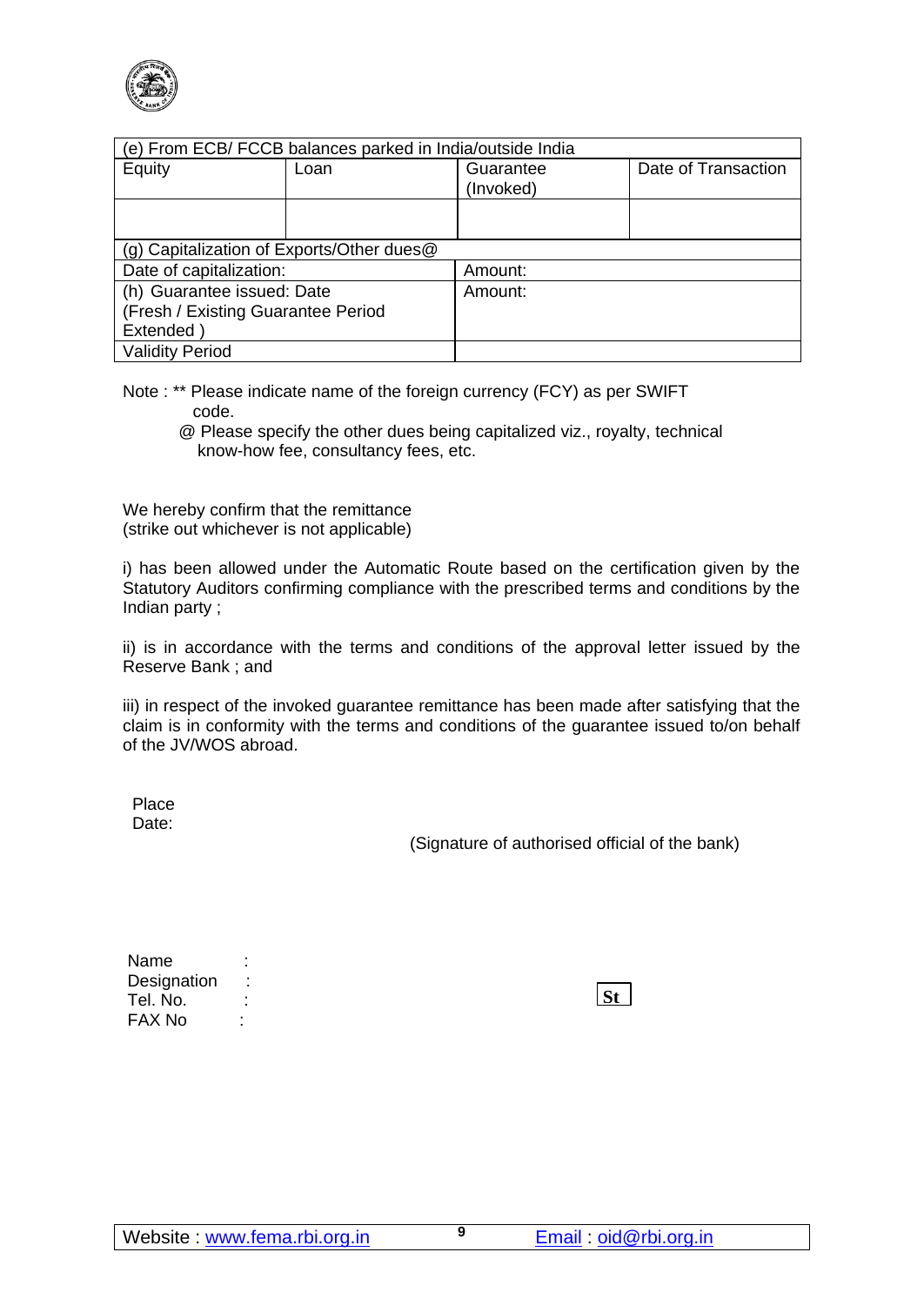| (e) From ECB/ FCCB balances parked in India/outside India | | | |
|---|---|---|---|
| Equity | Loan | Guarantee (Invoked) | Date of Transaction |
| | | | |
| (g) Capitalization of Exports/Other dues@ | | | |
| Date of capitalization: | | Amount: | |
| (h) Guarantee issued: Date (Fresh / Existing Guarantee Period Extended ) | | Amount: | |
| Validity Period | | | |

Note : ** Please indicate name of the foreign currency (FCY) as per SWIFT code.

@ Please specify the other dues being capitalized viz., royalty, technical know-how fee, consultancy fees, etc.

We hereby confirm that the remittance
(strike out whichever is not applicable)

i) has been allowed under the Automatic Route based on the certification given by the Statutory Auditors confirming compliance with the prescribed terms and conditions by the Indian party ;

ii) is in accordance with the terms and conditions of the approval letter issued by the Reserve Bank ; and

iii) in respect of the invoked guarantee remittance has been made after satisfying that the claim is in conformity with the terms and conditions of the guarantee issued to/on behalf of the JV/WOS abroad.

Place
Date:

(Signature of authorised official of the bank)

Name :
Designation :
Tel. No. :
FAX No :

St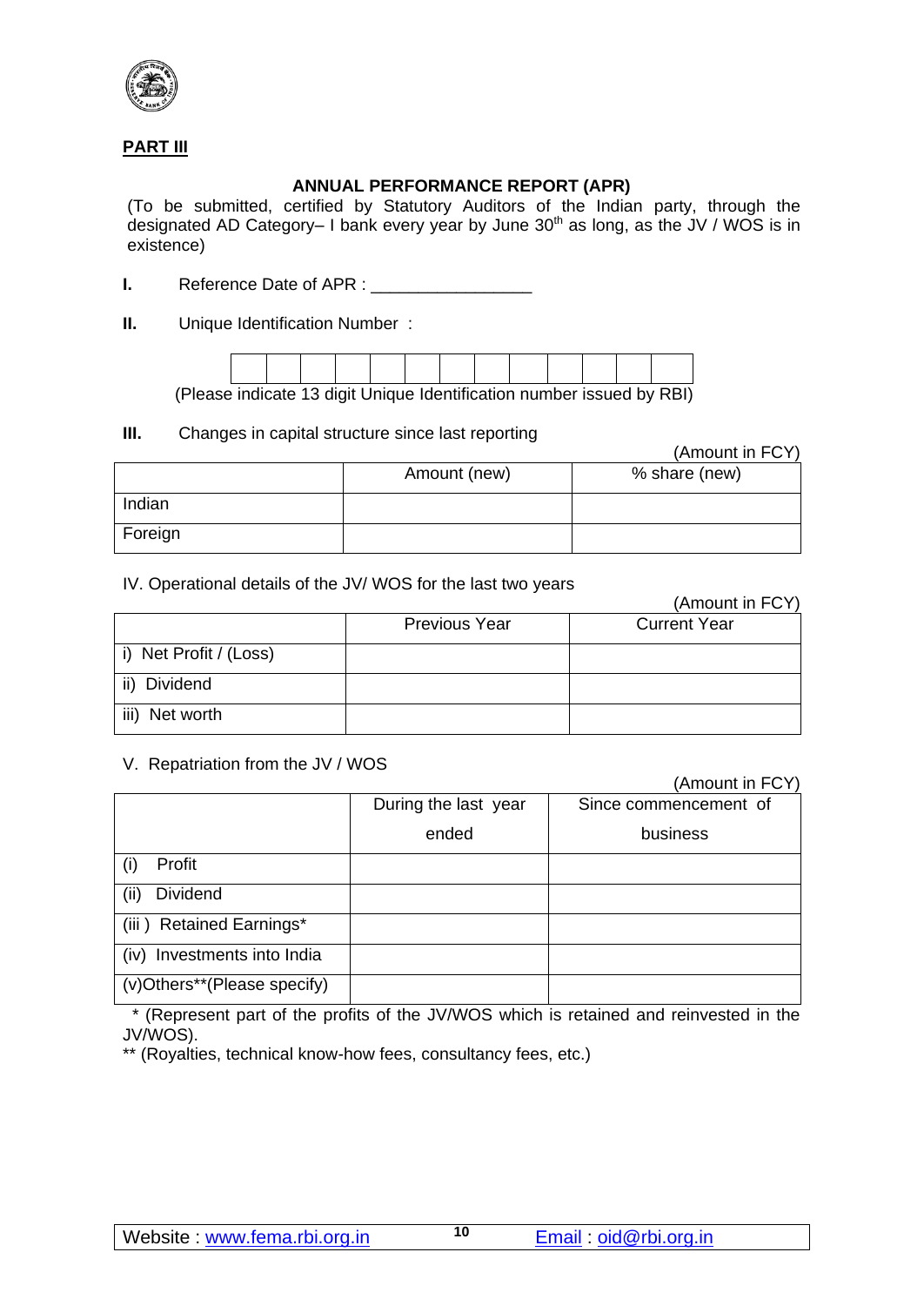**PART III**

**ANNUAL PERFORMANCE REPORT (APR)**

(To be submitted, certified by Statutory Auditors of the Indian party, through the designated AD Category– I bank every year by June 30th as long, as the JV / WOS is in existence)

**I.** Reference Date of APR : _________________

**II.** Unique Identification Number :

| | | | | | | | | | | | | |
|---|---|---|---|---|---|---|---|---|---|---|---|---|
| | | | | | | | | | | | | |

(Please indicate 13 digit Unique Identification number issued by RBI)

**III.** Changes in capital structure since last reporting

(Amount in FCY)

| | Amount (new) | % share (new) |
|---|---|---|
| Indian | | |
| Foreign | | |

IV. Operational details of the JV/ WOS for the last two years

(Amount in FCY)

| | Previous Year | Current Year |
|---|---|---|
| i) Net Profit / (Loss) | | |
| ii) Dividend | | |
| iii) Net worth | | |

V. Repatriation from the JV / WOS

(Amount in FCY)

| | During the last year ended | Since commencement of business |
|---|---|---|
| (i) Profit | | |
| (ii) Dividend | | |
| (iii ) Retained Earnings* | | |
| (iv) Investments into India | | |
| (v)Others**(Please specify) | | |

\* (Represent part of the profits of the JV/WOS which is retained and reinvested in the JV/WOS).

** (Royalties, technical know-how fees, consultancy fees, etc.)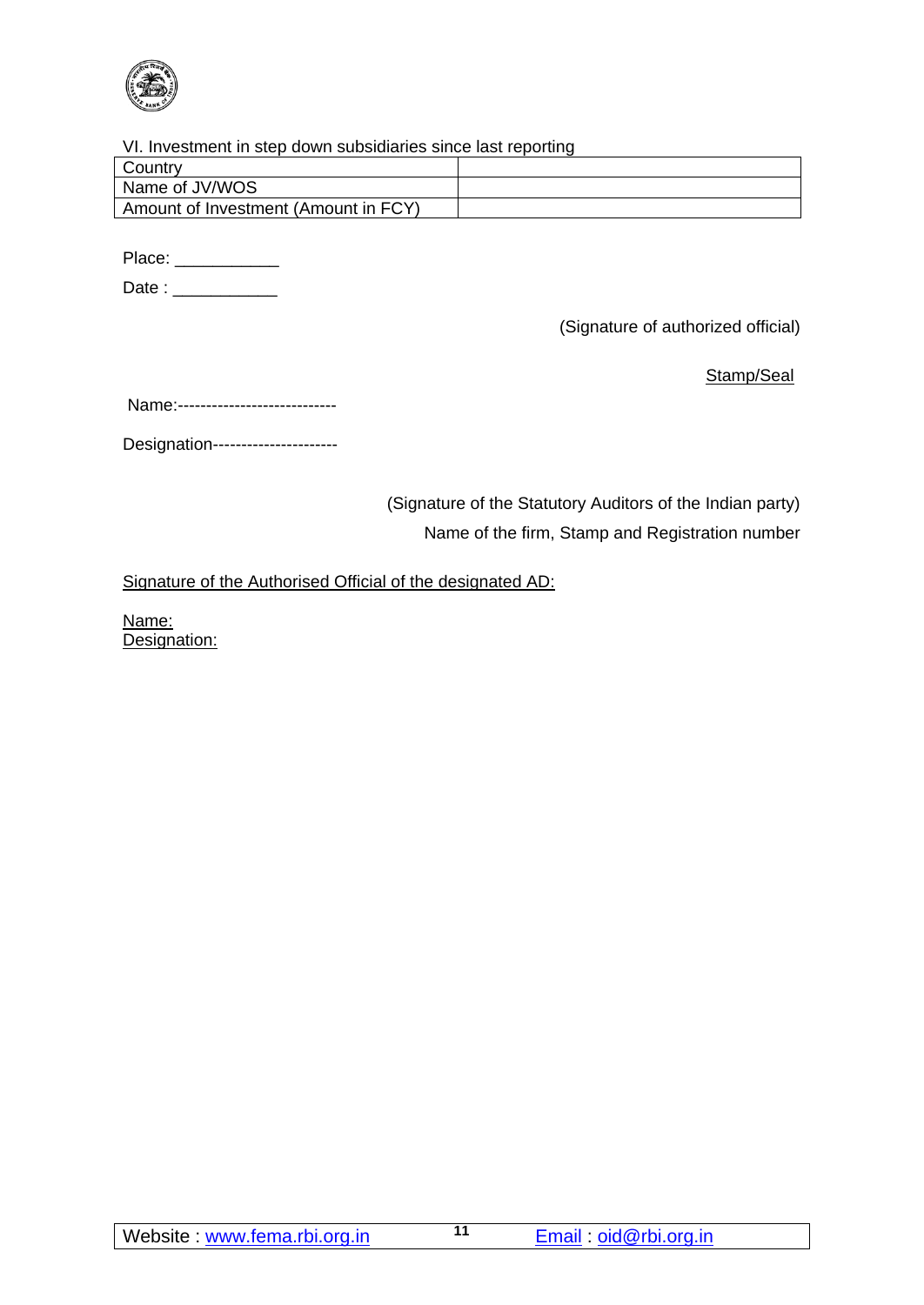VI. Investment in step down subsidiaries since last reporting

| | |
|---|---|
| Country | |
| Name of JV/WOS | |
| Amount of Investment (Amount in FCY) | |

Place: ___________

Date : ___________

(Signature of authorized official)

Stamp/Seal

Name:----------------------------

Designation---------------------

(Signature of the Statutory Auditors of the Indian party)

Name of the firm, Stamp and Registration number

Signature of the Authorised Official of the designated AD:

Name:
Designation: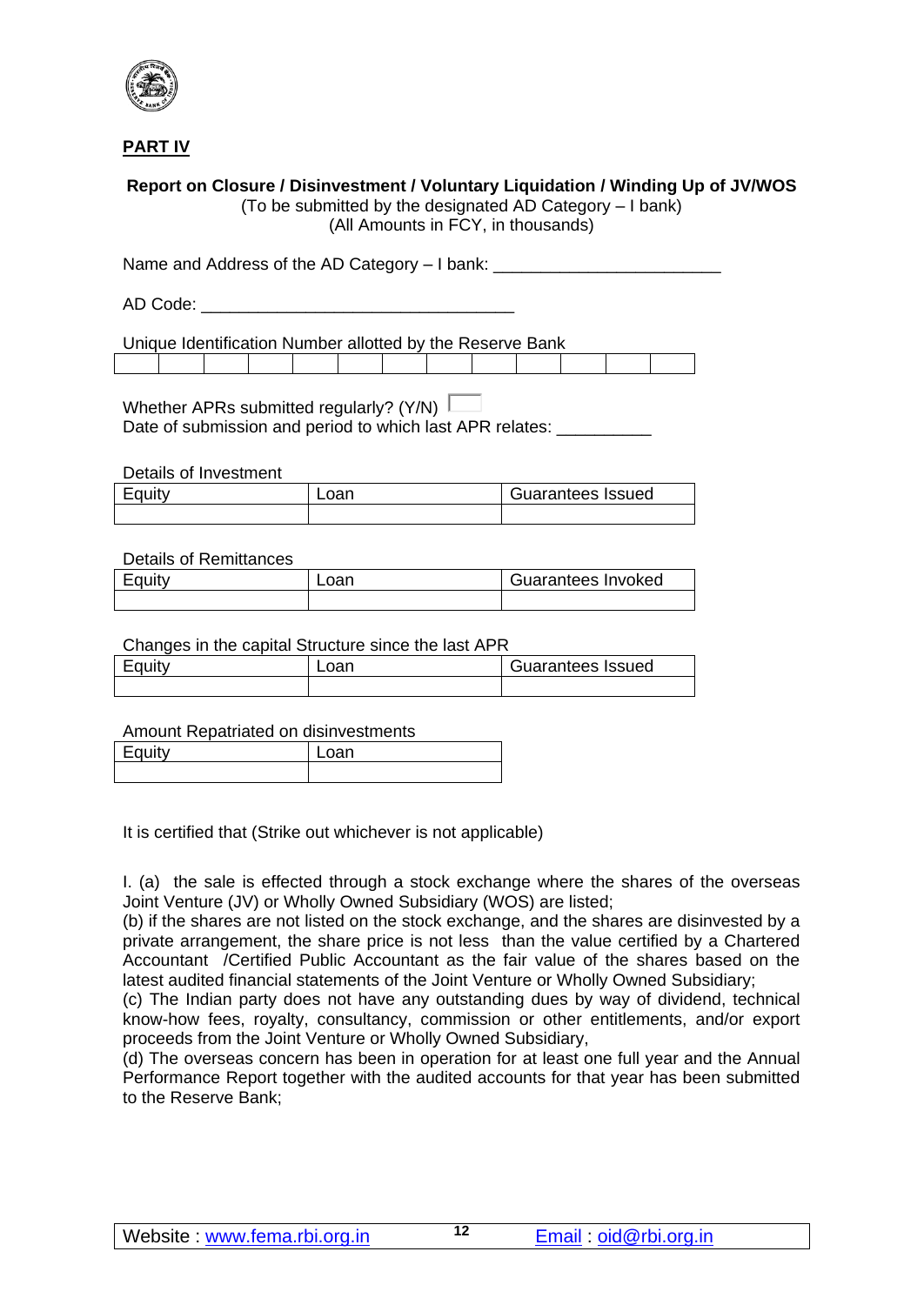## PART IV

**Report on Closure / Disinvestment / Voluntary Liquidation / Winding Up of JV/WOS**

(To be submitted by the designated AD Category – I bank)

(All Amounts in FCY, in thousands)

Name and Address of the AD Category – I bank: ________________________

AD Code: ________________________________

Unique Identification Number allotted by the Reserve Bank

| | | | | | | | | | | | | |
|---|---|---|---|---|---|---|---|---|---|---|---|---|
| | | | | | | | | | | | | |

Whether APRs submitted regularly? (Y/N) [ ]

Date of submission and period to which last APR relates: __________

Details of Investment

| Equity | Loan | Guarantees Issued |
|---|---|---|
| | | |

Details of Remittances

| Equity | Loan | Guarantees Invoked |
|---|---|---|
| | | |

Changes in the capital Structure since the last APR

| Equity | Loan | Guarantees Issued |
|---|---|---|
| | | |

Amount Repatriated on disinvestments

| Equity | Loan |
|---|---|
| | |

It is certified that (Strike out whichever is not applicable)

I. (a) the sale is effected through a stock exchange where the shares of the overseas Joint Venture (JV) or Wholly Owned Subsidiary (WOS) are listed;

(b) if the shares are not listed on the stock exchange, and the shares are disinvested by a private arrangement, the share price is not less than the value certified by a Chartered Accountant /Certified Public Accountant as the fair value of the shares based on the latest audited financial statements of the Joint Venture or Wholly Owned Subsidiary;

(c) The Indian party does not have any outstanding dues by way of dividend, technical know-how fees, royalty, consultancy, commission or other entitlements, and/or export proceeds from the Joint Venture or Wholly Owned Subsidiary,

(d) The overseas concern has been in operation for at least one full year and the Annual Performance Report together with the audited accounts for that year has been submitted to the Reserve Bank;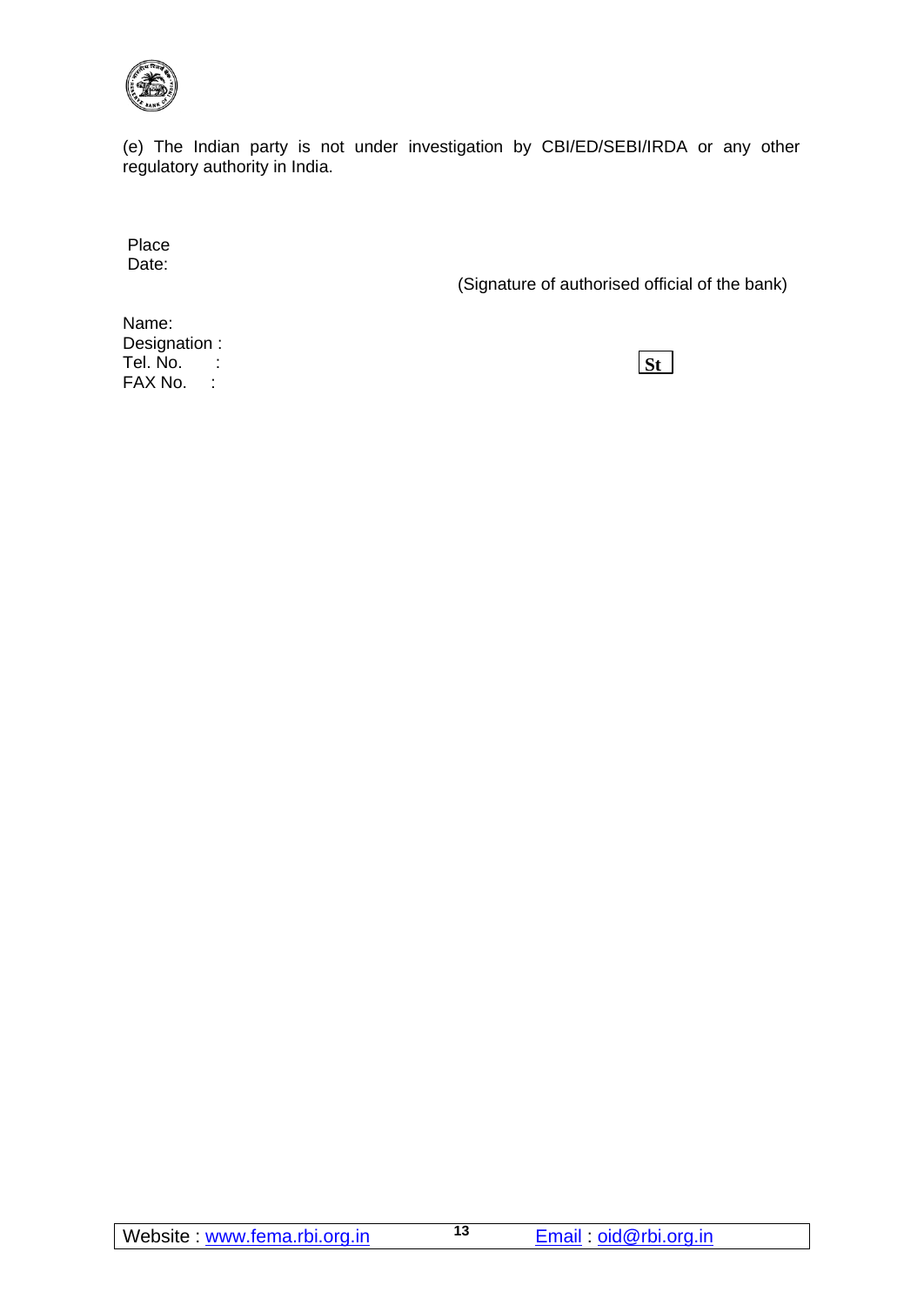(e) The Indian party is not under investigation by CBI/ED/SEBI/IRDA or any other regulatory authority in India.

Place
Date:

(Signature of authorised official of the bank)

Name:
Designation :
Tel. No. :
FAX No. :

St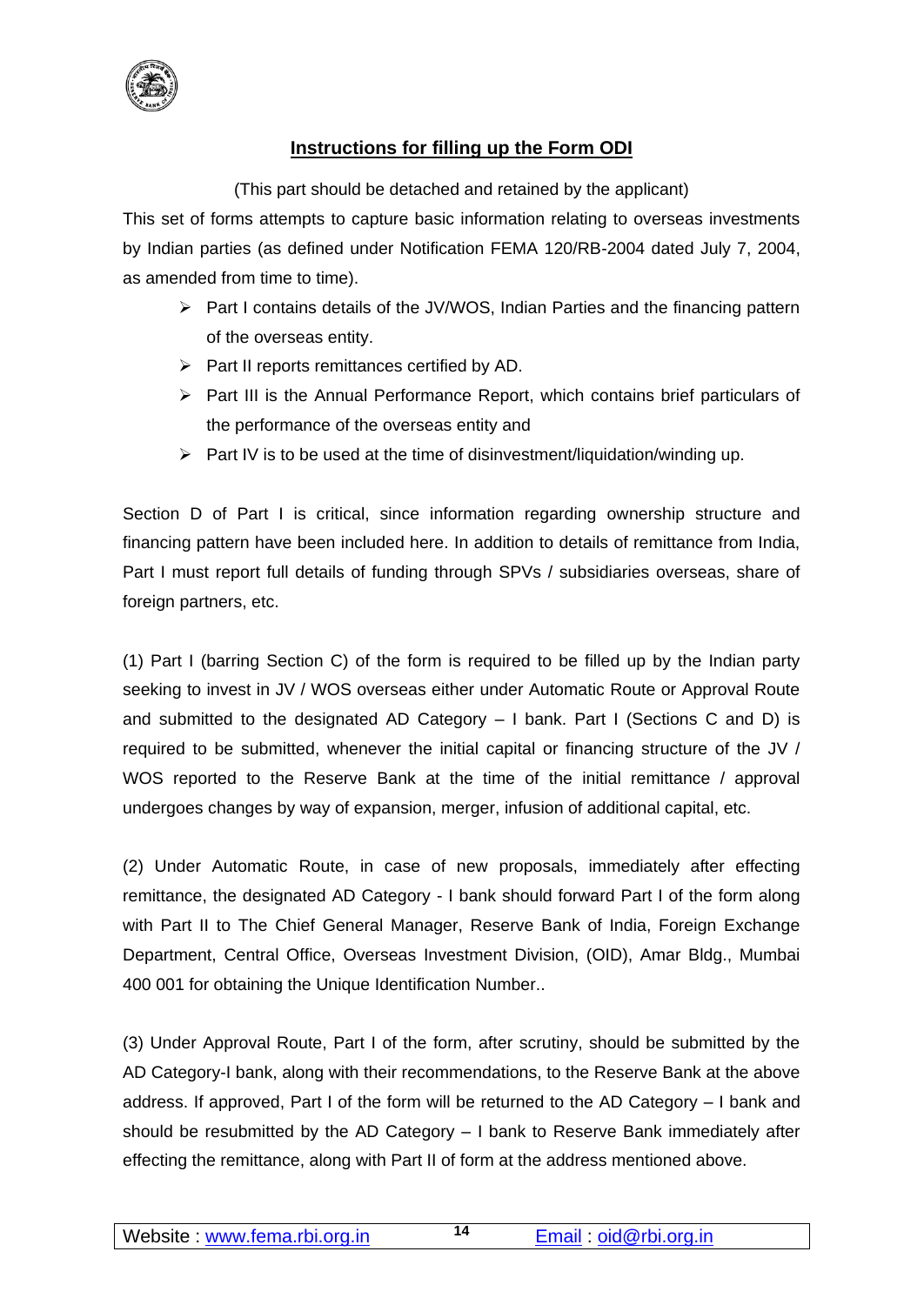## Instructions for filling up the Form ODI

(This part should be detached and retained by the applicant)

This set of forms attempts to capture basic information relating to overseas investments by Indian parties (as defined under Notification FEMA 120/RB-2004 dated July 7, 2004, as amended from time to time).

- Part I contains details of the JV/WOS, Indian Parties and the financing pattern of the overseas entity.
- Part II reports remittances certified by AD.
- Part III is the Annual Performance Report, which contains brief particulars of the performance of the overseas entity and
- Part IV is to be used at the time of disinvestment/liquidation/winding up.

Section D of Part I is critical, since information regarding ownership structure and financing pattern have been included here. In addition to details of remittance from India, Part I must report full details of funding through SPVs / subsidiaries overseas, share of foreign partners, etc.

(1) Part I (barring Section C) of the form is required to be filled up by the Indian party seeking to invest in JV / WOS overseas either under Automatic Route or Approval Route and submitted to the designated AD Category – I bank. Part I (Sections C and D) is required to be submitted, whenever the initial capital or financing structure of the JV / WOS reported to the Reserve Bank at the time of the initial remittance / approval undergoes changes by way of expansion, merger, infusion of additional capital, etc.

(2) Under Automatic Route, in case of new proposals, immediately after effecting remittance, the designated AD Category - I bank should forward Part I of the form along with Part II to The Chief General Manager, Reserve Bank of India, Foreign Exchange Department, Central Office, Overseas Investment Division, (OID), Amar Bldg., Mumbai 400 001 for obtaining the Unique Identification Number..

(3) Under Approval Route, Part I of the form, after scrutiny, should be submitted by the AD Category-I bank, along with their recommendations, to the Reserve Bank at the above address. If approved, Part I of the form will be returned to the AD Category – I bank and should be resubmitted by the AD Category – I bank to Reserve Bank immediately after effecting the remittance, along with Part II of form at the address mentioned above.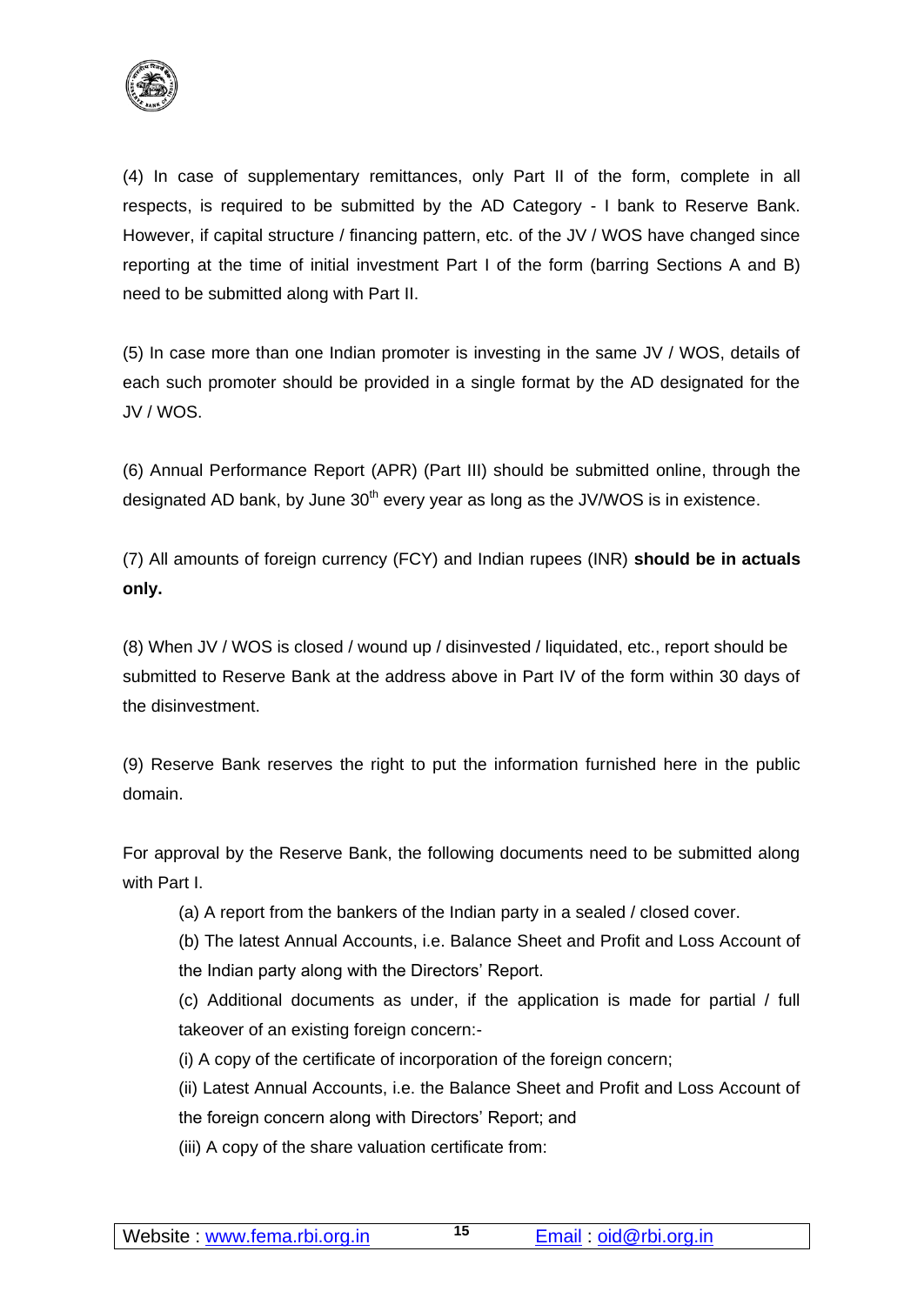(4) In case of supplementary remittances, only Part II of the form, complete in all respects, is required to be submitted by the AD Category - I bank to Reserve Bank. However, if capital structure / financing pattern, etc. of the JV / WOS have changed since reporting at the time of initial investment Part I of the form (barring Sections A and B) need to be submitted along with Part II.

(5) In case more than one Indian promoter is investing in the same JV / WOS, details of each such promoter should be provided in a single format by the AD designated for the JV / WOS.

(6) Annual Performance Report (APR) (Part III) should be submitted online, through the designated AD bank, by June 30th every year as long as the JV/WOS is in existence.

(7) All amounts of foreign currency (FCY) and Indian rupees (INR) **should be in actuals only.**

(8) When JV / WOS is closed / wound up / disinvested / liquidated, etc., report should be submitted to Reserve Bank at the address above in Part IV of the form within 30 days of the disinvestment.

(9) Reserve Bank reserves the right to put the information furnished here in the public domain.

For approval by the Reserve Bank, the following documents need to be submitted along with Part I.

(a) A report from the bankers of the Indian party in a sealed / closed cover.

(b) The latest Annual Accounts, i.e. Balance Sheet and Profit and Loss Account of the Indian party along with the Directors' Report.

(c) Additional documents as under, if the application is made for partial / full takeover of an existing foreign concern:-

(i) A copy of the certificate of incorporation of the foreign concern;

(ii) Latest Annual Accounts, i.e. the Balance Sheet and Profit and Loss Account of the foreign concern along with Directors' Report; and

(iii) A copy of the share valuation certificate from: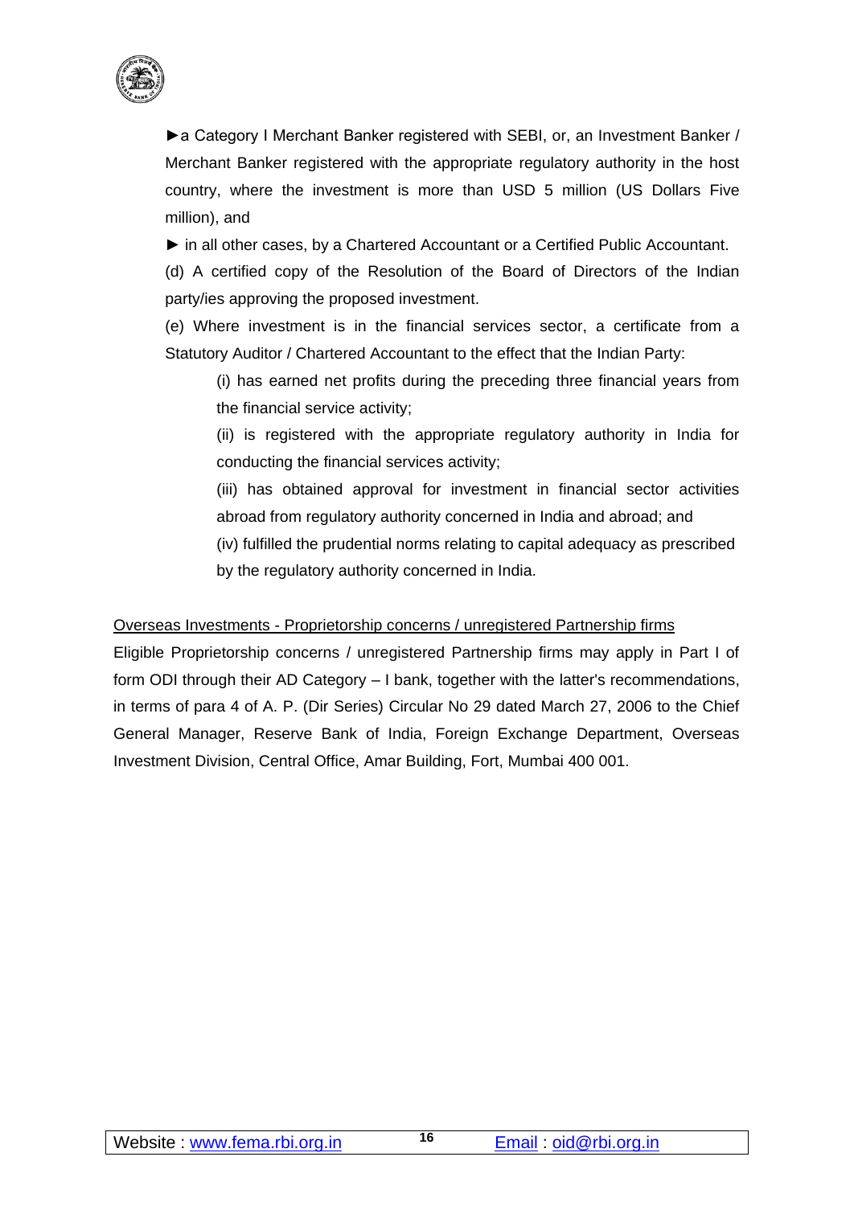►a Category I Merchant Banker registered with SEBI, or, an Investment Banker / Merchant Banker registered with the appropriate regulatory authority in the host country, where the investment is more than USD 5 million (US Dollars Five million), and

► in all other cases, by a Chartered Accountant or a Certified Public Accountant.

(d) A certified copy of the Resolution of the Board of Directors of the Indian party/ies approving the proposed investment.

(e) Where investment is in the financial services sector, a certificate from a Statutory Auditor / Chartered Accountant to the effect that the Indian Party:

> (i) has earned net profits during the preceding three financial years from the financial service activity;
>
> (ii) is registered with the appropriate regulatory authority in India for conducting the financial services activity;
>
> (iii) has obtained approval for investment in financial sector activities abroad from regulatory authority concerned in India and abroad; and
>
> (iv) fulfilled the prudential norms relating to capital adequacy as prescribed by the regulatory authority concerned in India.

<u>Overseas Investments - Proprietorship concerns / unregistered Partnership firms</u>

Eligible Proprietorship concerns / unregistered Partnership firms may apply in Part I of form ODI through their AD Category – I bank, together with the latter's recommendations, in terms of para 4 of A. P. (Dir Series) Circular No 29 dated March 27, 2006 to the Chief General Manager, Reserve Bank of India, Foreign Exchange Department, Overseas Investment Division, Central Office, Amar Building, Fort, Mumbai 400 001.